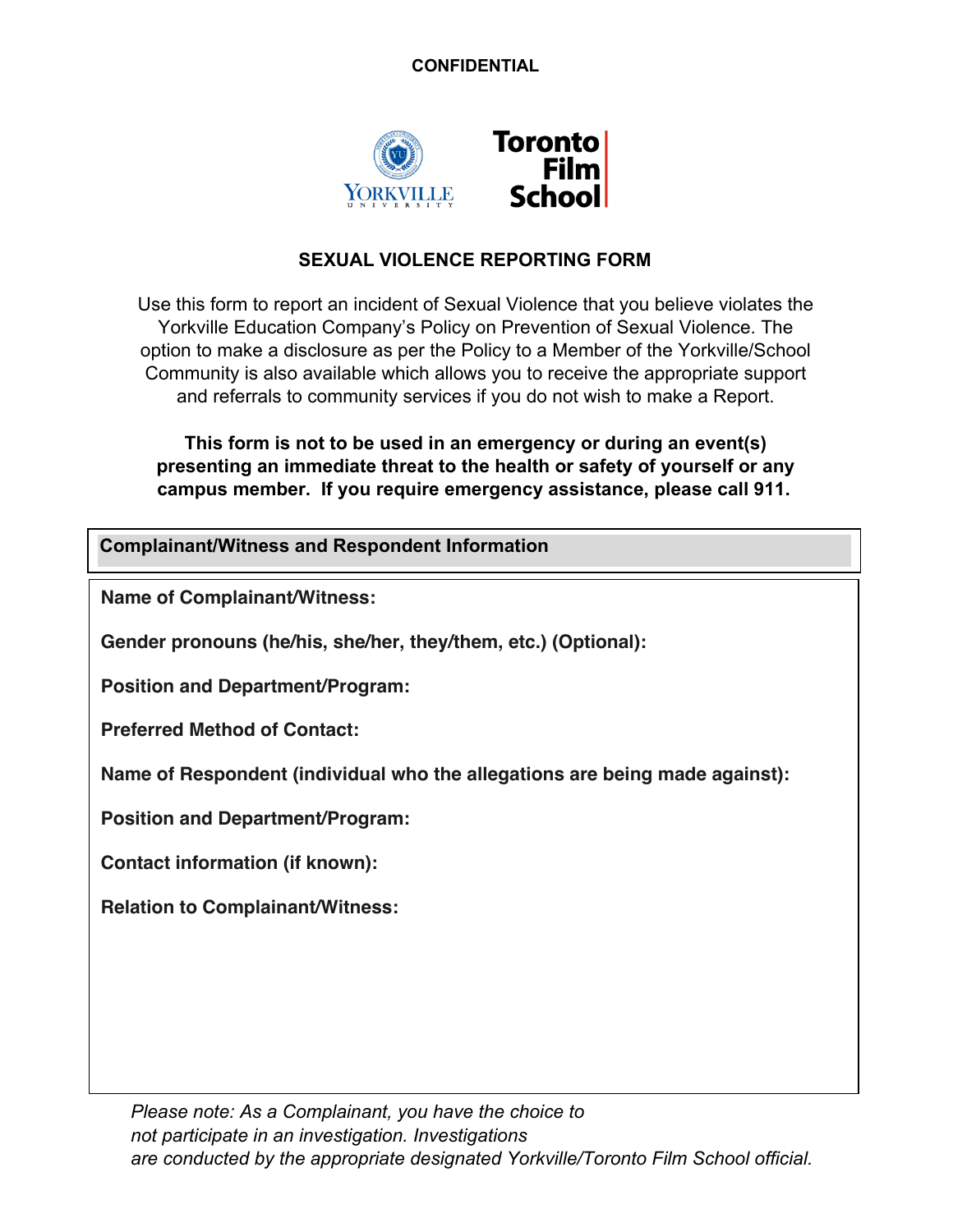**CONFIDENTIAL**

Yorkville University | Toronto Film School

# SEXUAL VIOLENCE REPORTING FORM

Use this form to report an incident of Sexual Violence that you believe violates the Yorkville Education Company's Policy on Prevention of Sexual Violence. The option to make a disclosure as per the Policy to a Member of the Yorkville/School Community is also available which allows you to receive the appropriate support and referrals to community services if you do not wish to make a Report.

**This form is not to be used in an emergency or during an event(s) presenting an immediate threat to the health or safety of yourself or any campus member. If you require emergency assistance, please call 911.**

## Complainant/Witness and Respondent Information

**Name of Complainant/Witness:**

**Gender pronouns (he/his, she/her, they/them, etc.) (Optional):**

**Position and Department/Program:**

**Preferred Method of Contact:**

**Name of Respondent (individual who the allegations are being made against):**

**Position and Department/Program:**

**Contact information (if known):**

**Relation to Complainant/Witness:**

*Please note: As a Complainant, you have the choice to not participate in an investigation. Investigations are conducted by the appropriate designated Yorkville/Toronto Film School official.*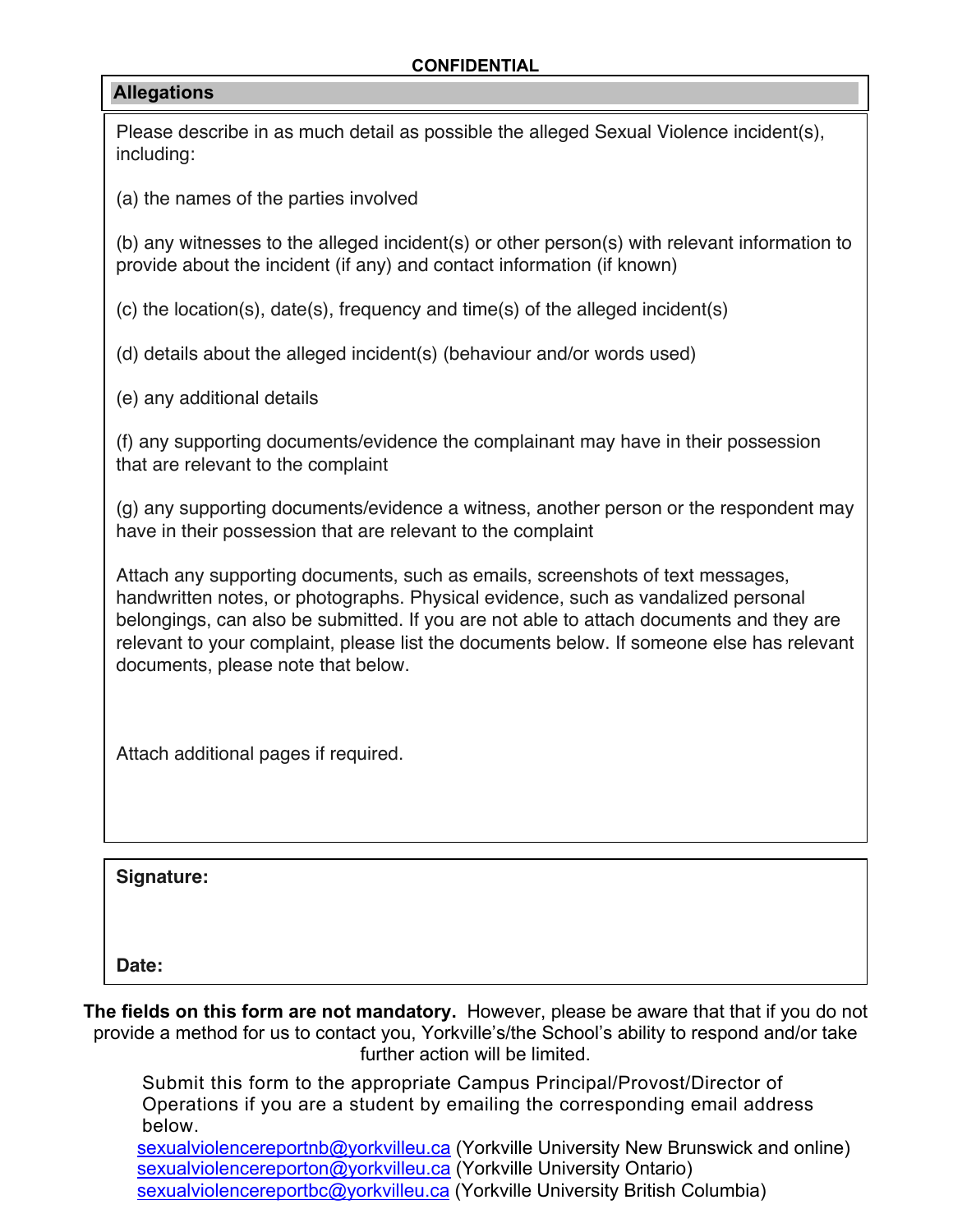**CONFIDENTIAL**

## Allegations

Please describe in as much detail as possible the alleged Sexual Violence incident(s), including:

(a) the names of the parties involved

(b) any witnesses to the alleged incident(s) or other person(s) with relevant information to provide about the incident (if any) and contact information (if known)

(c) the location(s), date(s), frequency and time(s) of the alleged incident(s)

(d) details about the alleged incident(s) (behaviour and/or words used)

(e) any additional details

(f) any supporting documents/evidence the complainant may have in their possession that are relevant to the complaint

(g) any supporting documents/evidence a witness, another person or the respondent may have in their possession that are relevant to the complaint

Attach any supporting documents, such as emails, screenshots of text messages, handwritten notes, or photographs. Physical evidence, such as vandalized personal belongings, can also be submitted. If you are not able to attach documents and they are relevant to your complaint, please list the documents below. If someone else has relevant documents, please note that below.

Attach additional pages if required.

**Signature:**

**Date:**

**The fields on this form are not mandatory.** However, please be aware that that if you do not provide a method for us to contact you, Yorkville's/the School's ability to respond and/or take further action will be limited.

Submit this form to the appropriate Campus Principal/Provost/Director of Operations if you are a student by emailing the corresponding email address below.

sexualviolencereportnb@yorkvilleu.ca (Yorkville University New Brunswick and online)
sexualviolencereporton@yorkvilleu.ca (Yorkville University Ontario)
sexualviolencereportbc@yorkvilleu.ca (Yorkville University British Columbia)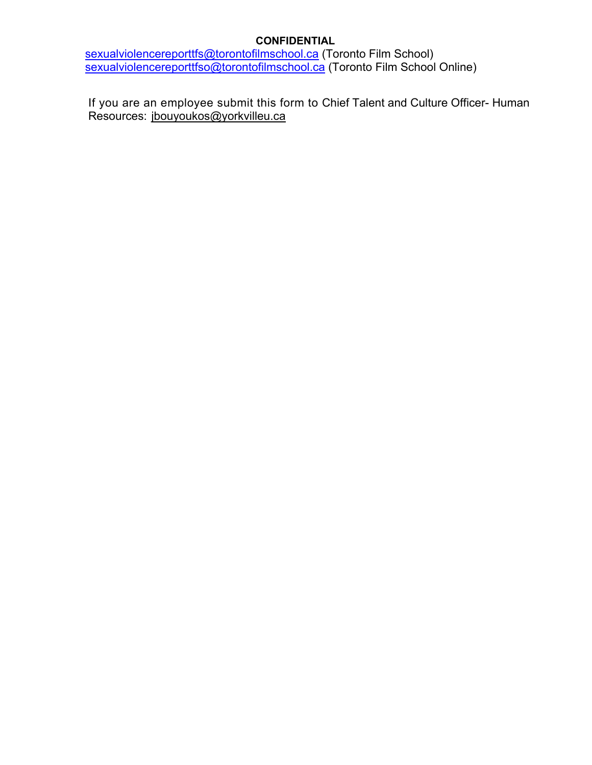**CONFIDENTIAL**

sexualviolencereporttfs@torontofilmschool.ca (Toronto Film School)
sexualviolencereporttfso@torontofilmschool.ca (Toronto Film School Online)

If you are an employee submit this form to Chief Talent and Culture Officer- Human Resources: jbouyoukos@yorkvilleu.ca